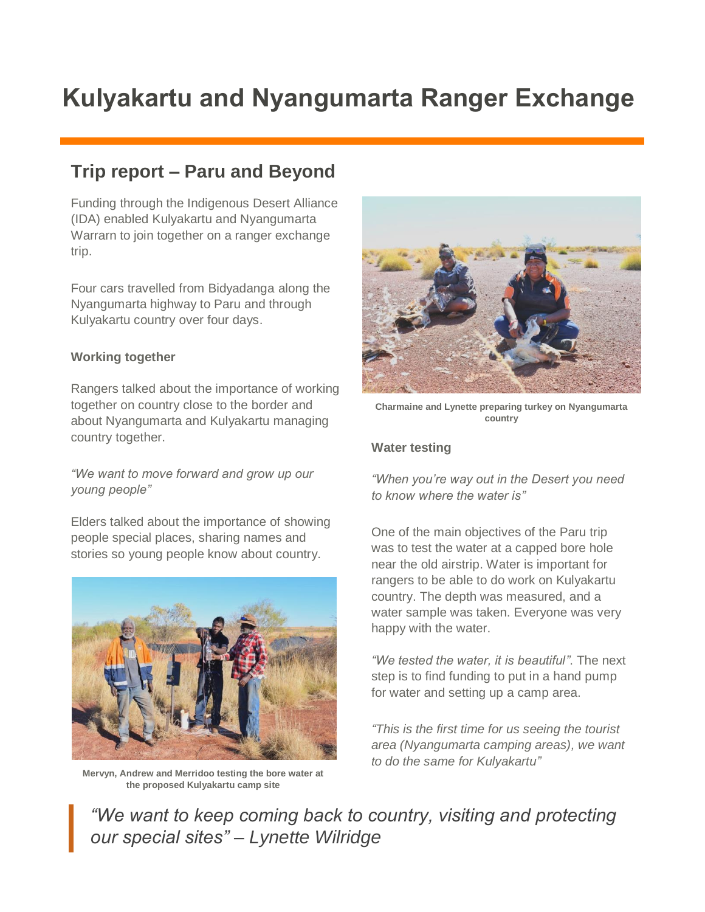# Kulyakartu and Nyangumarta Ranger Exchange

## Trip report – Paru and Beyond

Funding through the Indigenous Desert Alliance (IDA) enabled Kulyakartu and Nyangumarta Warrarn to join together on a ranger exchange trip.

Four cars travelled from Bidyadanga along the Nyangumarta highway to Paru and through Kulyakartu country over four days.

### Working together

Rangers talked about the importance of working together on country close to the border and about Nyangumarta and Kulyakartu managing country together.

*"We want to move forward and grow up our young people"*

Elders talked about the importance of showing people special places, sharing names and stories so young people know about country.

**Mervyn, Andrew and Merridoo testing the bore water at the proposed Kulyakartu camp site**

**Charmaine and Lynette preparing turkey on Nyangumarta country**

### Water testing

*"When you're way out in the Desert you need to know where the water is"*

One of the main objectives of the Paru trip was to test the water at a capped bore hole near the old airstrip. Water is important for rangers to be able to do work on Kulyakartu country. The depth was measured, and a water sample was taken. Everyone was very happy with the water.

*"We tested the water, it is beautiful"*. The next step is to find funding to put in a hand pump for water and setting up a camp area.

*"This is the first time for us seeing the tourist area (Nyangumarta camping areas), we want to do the same for Kulyakartu"*

> *"We want to keep coming back to country, visiting and protecting our special sites" – Lynette Wilridge*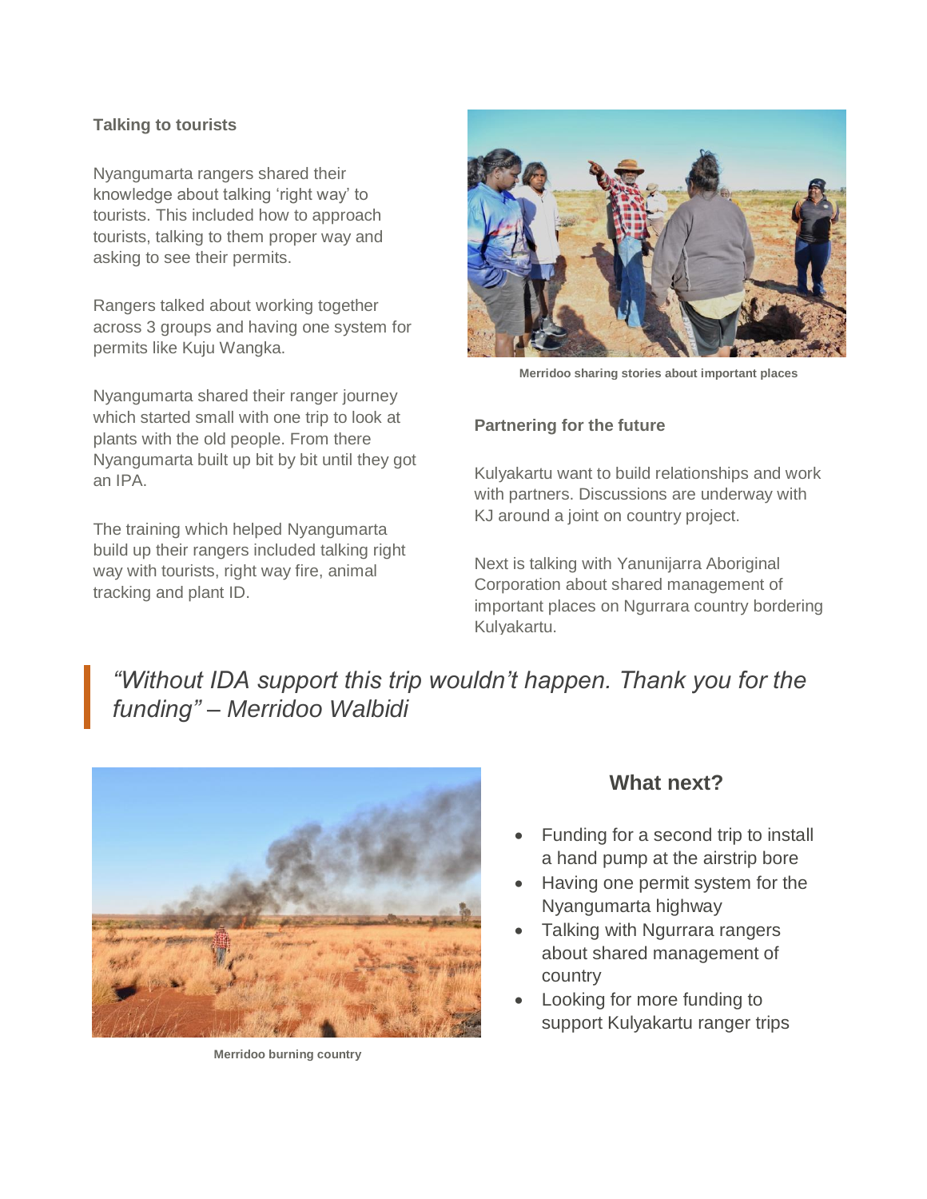**Talking to tourists**

Nyangumarta rangers shared their knowledge about talking 'right way' to tourists. This included how to approach tourists, talking to them proper way and asking to see their permits.

Rangers talked about working together across 3 groups and having one system for permits like Kuju Wangka.

Nyangumarta shared their ranger journey which started small with one trip to look at plants with the old people. From there Nyangumarta built up bit by bit until they got an IPA.

The training which helped Nyangumarta build up their rangers included talking right way with tourists, right way fire, animal tracking and plant ID.

Merridoo sharing stories about important places

**Partnering for the future**

Kulyakartu want to build relationships and work with partners. Discussions are underway with KJ around a joint on country project.

Next is talking with Yanunijarra Aboriginal Corporation about shared management of important places on Ngurrara country bordering Kulyakartu.

> *"Without IDA support this trip wouldn't happen. Thank you for the funding" – Merridoo Walbidi*

Merridoo burning country

## What next?

- Funding for a second trip to install a hand pump at the airstrip bore
- Having one permit system for the Nyangumarta highway
- Talking with Ngurrara rangers about shared management of country
- Looking for more funding to support Kulyakartu ranger trips